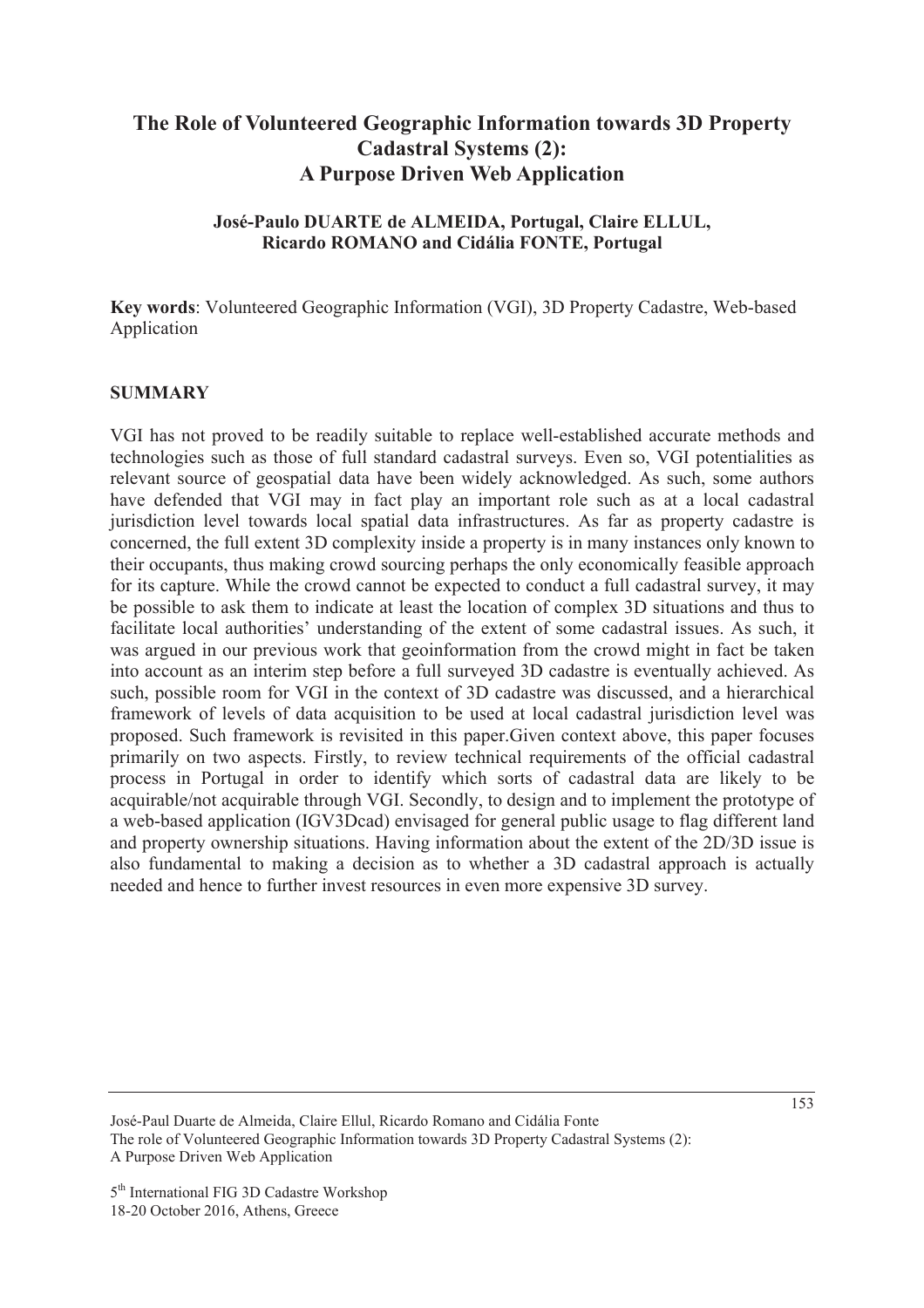# The Role of Volunteered Geographic Information towards 3D Property Cadastral Systems (2): A Purpose Driven Web Application

**José-Paulo DUARTE de ALMEIDA, Portugal, Claire ELLUL, Ricardo ROMANO and Cidália FONTE, Portugal**

**Key words**: Volunteered Geographic Information (VGI), 3D Property Cadastre, Web-based Application

## SUMMARY

VGI has not proved to be readily suitable to replace well-established accurate methods and technologies such as those of full standard cadastral surveys. Even so, VGI potentialities as relevant source of geospatial data have been widely acknowledged. As such, some authors have defended that VGI may in fact play an important role such as at a local cadastral jurisdiction level towards local spatial data infrastructures. As far as property cadastre is concerned, the full extent 3D complexity inside a property is in many instances only known to their occupants, thus making crowd sourcing perhaps the only economically feasible approach for its capture. While the crowd cannot be expected to conduct a full cadastral survey, it may be possible to ask them to indicate at least the location of complex 3D situations and thus to facilitate local authorities' understanding of the extent of some cadastral issues. As such, it was argued in our previous work that geoinformation from the crowd might in fact be taken into account as an interim step before a full surveyed 3D cadastre is eventually achieved. As such, possible room for VGI in the context of 3D cadastre was discussed, and a hierarchical framework of levels of data acquisition to be used at local cadastral jurisdiction level was proposed. Such framework is revisited in this paper.Given context above, this paper focuses primarily on two aspects. Firstly, to review technical requirements of the official cadastral process in Portugal in order to identify which sorts of cadastral data are likely to be acquirable/not acquirable through VGI. Secondly, to design and to implement the prototype of a web-based application (IGV3Dcad) envisaged for general public usage to flag different land and property ownership situations. Having information about the extent of the 2D/3D issue is also fundamental to making a decision as to whether a 3D cadastral approach is actually needed and hence to further invest resources in even more expensive 3D survey.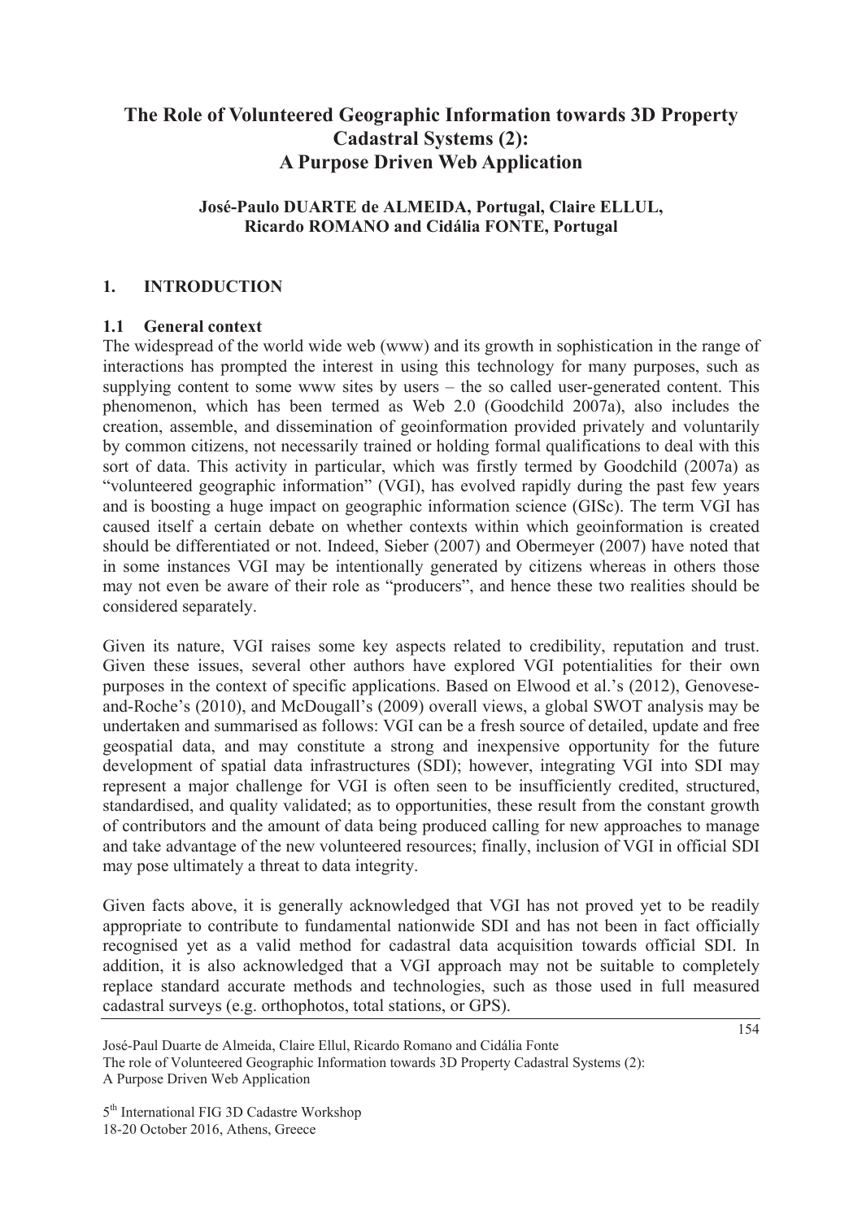# The Role of Volunteered Geographic Information towards 3D Property Cadastral Systems (2): A Purpose Driven Web Application

**José-Paulo DUARTE de ALMEIDA, Portugal, Claire ELLUL, Ricardo ROMANO and Cidália FONTE, Portugal**

## 1. INTRODUCTION

### 1.1 General context

The widespread of the world wide web (www) and its growth in sophistication in the range of interactions has prompted the interest in using this technology for many purposes, such as supplying content to some www sites by users – the so called user-generated content. This phenomenon, which has been termed as Web 2.0 (Goodchild 2007a), also includes the creation, assemble, and dissemination of geoinformation provided privately and voluntarily by common citizens, not necessarily trained or holding formal qualifications to deal with this sort of data. This activity in particular, which was firstly termed by Goodchild (2007a) as "volunteered geographic information" (VGI), has evolved rapidly during the past few years and is boosting a huge impact on geographic information science (GISc). The term VGI has caused itself a certain debate on whether contexts within which geoinformation is created should be differentiated or not. Indeed, Sieber (2007) and Obermeyer (2007) have noted that in some instances VGI may be intentionally generated by citizens whereas in others those may not even be aware of their role as "producers", and hence these two realities should be considered separately.

Given its nature, VGI raises some key aspects related to credibility, reputation and trust. Given these issues, several other authors have explored VGI potentialities for their own purposes in the context of specific applications. Based on Elwood et al.'s (2012), Genovese-and-Roche's (2010), and McDougall's (2009) overall views, a global SWOT analysis may be undertaken and summarised as follows: VGI can be a fresh source of detailed, update and free geospatial data, and may constitute a strong and inexpensive opportunity for the future development of spatial data infrastructures (SDI); however, integrating VGI into SDI may represent a major challenge for VGI is often seen to be insufficiently credited, structured, standardised, and quality validated; as to opportunities, these result from the constant growth of contributors and the amount of data being produced calling for new approaches to manage and take advantage of the new volunteered resources; finally, inclusion of VGI in official SDI may pose ultimately a threat to data integrity.

Given facts above, it is generally acknowledged that VGI has not proved yet to be readily appropriate to contribute to fundamental nationwide SDI and has not been in fact officially recognised yet as a valid method for cadastral data acquisition towards official SDI. In addition, it is also acknowledged that a VGI approach may not be suitable to completely replace standard accurate methods and technologies, such as those used in full measured cadastral surveys (e.g. orthophotos, total stations, or GPS).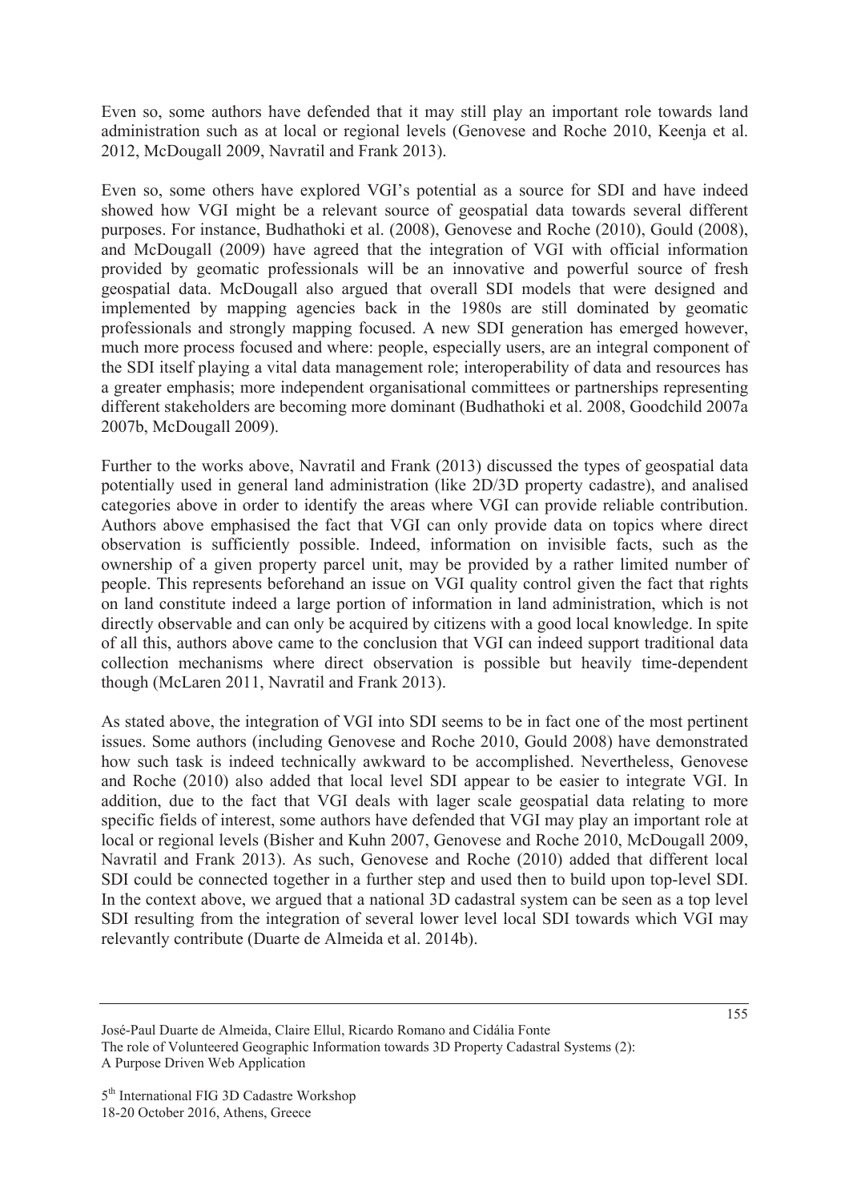Even so, some authors have defended that it may still play an important role towards land administration such as at local or regional levels (Genovese and Roche 2010, Keenja et al. 2012, McDougall 2009, Navratil and Frank 2013).

Even so, some others have explored VGI's potential as a source for SDI and have indeed showed how VGI might be a relevant source of geospatial data towards several different purposes. For instance, Budhathoki et al. (2008), Genovese and Roche (2010), Gould (2008), and McDougall (2009) have agreed that the integration of VGI with official information provided by geomatic professionals will be an innovative and powerful source of fresh geospatial data. McDougall also argued that overall SDI models that were designed and implemented by mapping agencies back in the 1980s are still dominated by geomatic professionals and strongly mapping focused. A new SDI generation has emerged however, much more process focused and where: people, especially users, are an integral component of the SDI itself playing a vital data management role; interoperability of data and resources has a greater emphasis; more independent organisational committees or partnerships representing different stakeholders are becoming more dominant (Budhathoki et al. 2008, Goodchild 2007a 2007b, McDougall 2009).

Further to the works above, Navratil and Frank (2013) discussed the types of geospatial data potentially used in general land administration (like 2D/3D property cadastre), and analised categories above in order to identify the areas where VGI can provide reliable contribution. Authors above emphasised the fact that VGI can only provide data on topics where direct observation is sufficiently possible. Indeed, information on invisible facts, such as the ownership of a given property parcel unit, may be provided by a rather limited number of people. This represents beforehand an issue on VGI quality control given the fact that rights on land constitute indeed a large portion of information in land administration, which is not directly observable and can only be acquired by citizens with a good local knowledge. In spite of all this, authors above came to the conclusion that VGI can indeed support traditional data collection mechanisms where direct observation is possible but heavily time-dependent though (McLaren 2011, Navratil and Frank 2013).

As stated above, the integration of VGI into SDI seems to be in fact one of the most pertinent issues. Some authors (including Genovese and Roche 2010, Gould 2008) have demonstrated how such task is indeed technically awkward to be accomplished. Nevertheless, Genovese and Roche (2010) also added that local level SDI appear to be easier to integrate VGI. In addition, due to the fact that VGI deals with lager scale geospatial data relating to more specific fields of interest, some authors have defended that VGI may play an important role at local or regional levels (Bisher and Kuhn 2007, Genovese and Roche 2010, McDougall 2009, Navratil and Frank 2013). As such, Genovese and Roche (2010) added that different local SDI could be connected together in a further step and used then to build upon top-level SDI. In the context above, we argued that a national 3D cadastral system can be seen as a top level SDI resulting from the integration of several lower level local SDI towards which VGI may relevantly contribute (Duarte de Almeida et al. 2014b).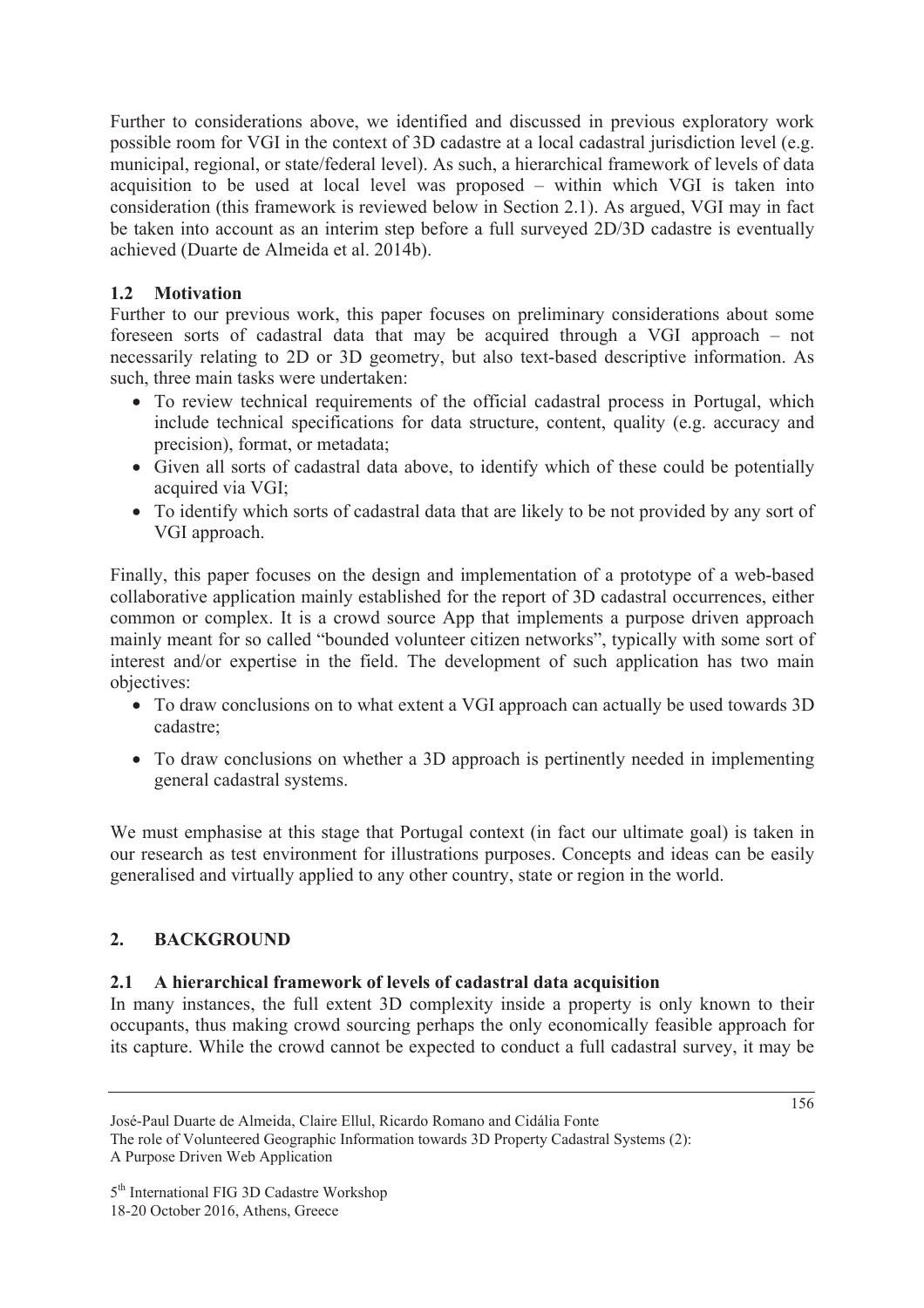Further to considerations above, we identified and discussed in previous exploratory work possible room for VGI in the context of 3D cadastre at a local cadastral jurisdiction level (e.g. municipal, regional, or state/federal level). As such, a hierarchical framework of levels of data acquisition to be used at local level was proposed – within which VGI is taken into consideration (this framework is reviewed below in Section 2.1). As argued, VGI may in fact be taken into account as an interim step before a full surveyed 2D/3D cadastre is eventually achieved (Duarte de Almeida et al. 2014b).

### 1.2 Motivation

Further to our previous work, this paper focuses on preliminary considerations about some foreseen sorts of cadastral data that may be acquired through a VGI approach – not necessarily relating to 2D or 3D geometry, but also text-based descriptive information. As such, three main tasks were undertaken:

- To review technical requirements of the official cadastral process in Portugal, which include technical specifications for data structure, content, quality (e.g. accuracy and precision), format, or metadata;
- Given all sorts of cadastral data above, to identify which of these could be potentially acquired via VGI;
- To identify which sorts of cadastral data that are likely to be not provided by any sort of VGI approach.

Finally, this paper focuses on the design and implementation of a prototype of a web-based collaborative application mainly established for the report of 3D cadastral occurrences, either common or complex. It is a crowd source App that implements a purpose driven approach mainly meant for so called "bounded volunteer citizen networks", typically with some sort of interest and/or expertise in the field. The development of such application has two main objectives:

- To draw conclusions on to what extent a VGI approach can actually be used towards 3D cadastre;
- To draw conclusions on whether a 3D approach is pertinently needed in implementing general cadastral systems.

We must emphasise at this stage that Portugal context (in fact our ultimate goal) is taken in our research as test environment for illustrations purposes. Concepts and ideas can be easily generalised and virtually applied to any other country, state or region in the world.

## 2. BACKGROUND

### 2.1 A hierarchical framework of levels of cadastral data acquisition

In many instances, the full extent 3D complexity inside a property is only known to their occupants, thus making crowd sourcing perhaps the only economically feasible approach for its capture. While the crowd cannot be expected to conduct a full cadastral survey, it may be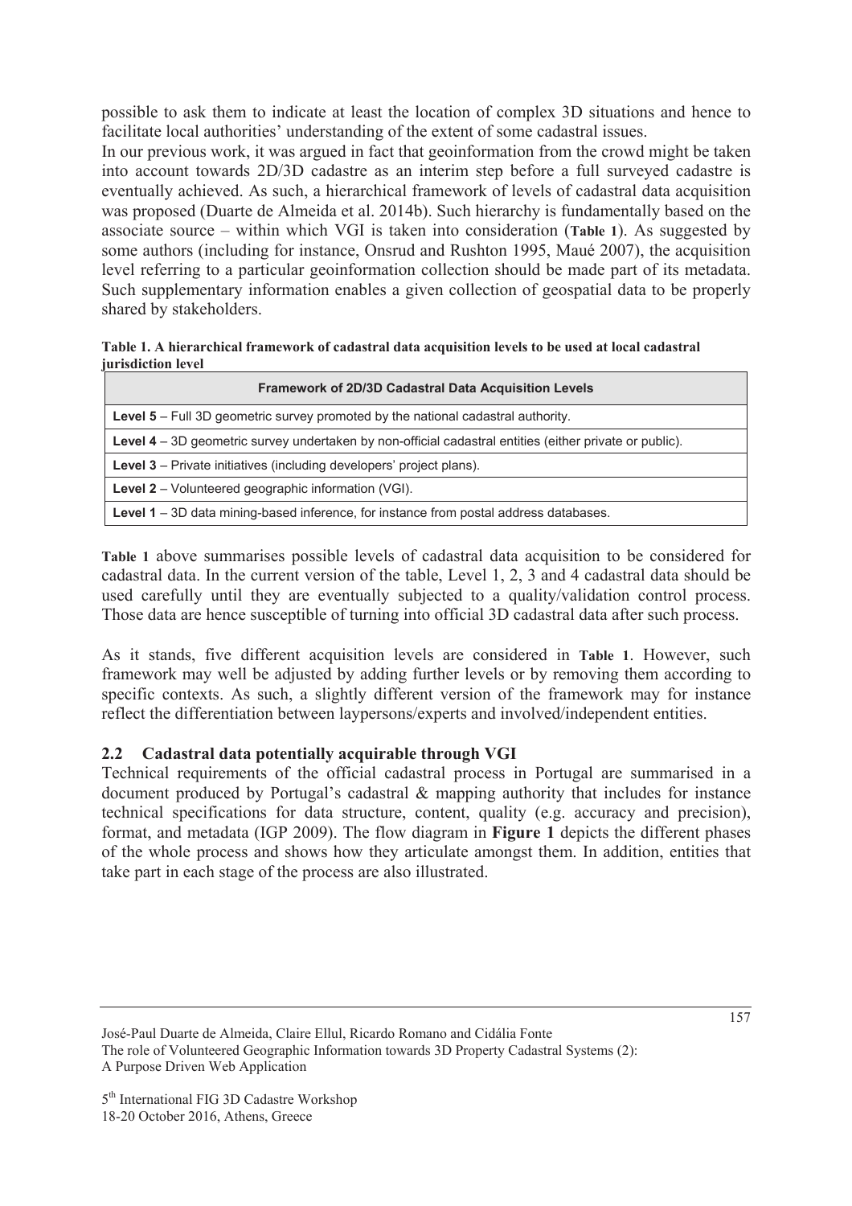possible to ask them to indicate at least the location of complex 3D situations and hence to facilitate local authorities' understanding of the extent of some cadastral issues.

In our previous work, it was argued in fact that geoinformation from the crowd might be taken into account towards 2D/3D cadastre as an interim step before a full surveyed cadastre is eventually achieved. As such, a hierarchical framework of levels of cadastral data acquisition was proposed (Duarte de Almeida et al. 2014b). Such hierarchy is fundamentally based on the associate source – within which VGI is taken into consideration (**Table 1**). As suggested by some authors (including for instance, Onsrud and Rushton 1995, Maué 2007), the acquisition level referring to a particular geoinformation collection should be made part of its metadata. Such supplementary information enables a given collection of geospatial data to be properly shared by stakeholders.

**Table 1. A hierarchical framework of cadastral data acquisition levels to be used at local cadastral jurisdiction level**

| Framework of 2D/3D Cadastral Data Acquisition Levels |
|---|
| **Level 5** – Full 3D geometric survey promoted by the national cadastral authority. |
| **Level 4** – 3D geometric survey undertaken by non-official cadastral entities (either private or public). |
| **Level 3** – Private initiatives (including developers' project plans). |
| **Level 2** – Volunteered geographic information (VGI). |
| **Level 1** – 3D data mining-based inference, for instance from postal address databases. |

**Table 1** above summarises possible levels of cadastral data acquisition to be considered for cadastral data. In the current version of the table, Level 1, 2, 3 and 4 cadastral data should be used carefully until they are eventually subjected to a quality/validation control process. Those data are hence susceptible of turning into official 3D cadastral data after such process.

As it stands, five different acquisition levels are considered in **Table 1**. However, such framework may well be adjusted by adding further levels or by removing them according to specific contexts. As such, a slightly different version of the framework may for instance reflect the differentiation between laypersons/experts and involved/independent entities.

## 2.2 Cadastral data potentially acquirable through VGI

Technical requirements of the official cadastral process in Portugal are summarised in a document produced by Portugal's cadastral & mapping authority that includes for instance technical specifications for data structure, content, quality (e.g. accuracy and precision), format, and metadata (IGP 2009). The flow diagram in **Figure 1** depicts the different phases of the whole process and shows how they articulate amongst them. In addition, entities that take part in each stage of the process are also illustrated.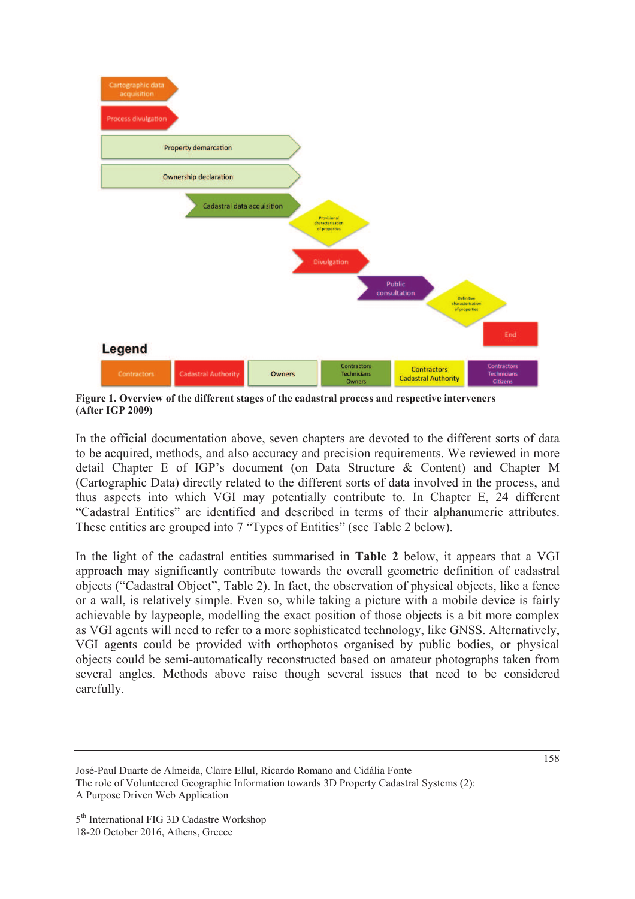**Figure 1. Overview of the different stages of the cadastral process and respective interveners (After IGP 2009)**

In the official documentation above, seven chapters are devoted to the different sorts of data to be acquired, methods, and also accuracy and precision requirements. We reviewed in more detail Chapter E of IGP's document (on Data Structure & Content) and Chapter M (Cartographic Data) directly related to the different sorts of data involved in the process, and thus aspects into which VGI may potentially contribute to. In Chapter E, 24 different "Cadastral Entities" are identified and described in terms of their alphanumeric attributes. These entities are grouped into 7 "Types of Entities" (see Table 2 below).

In the light of the cadastral entities summarised in **Table 2** below, it appears that a VGI approach may significantly contribute towards the overall geometric definition of cadastral objects ("Cadastral Object", Table 2). In fact, the observation of physical objects, like a fence or a wall, is relatively simple. Even so, while taking a picture with a mobile device is fairly achievable by laypeople, modelling the exact position of those objects is a bit more complex as VGI agents will need to refer to a more sophisticated technology, like GNSS. Alternatively, VGI agents could be provided with orthophotos organised by public bodies, or physical objects could be semi-automatically reconstructed based on amateur photographs taken from several angles. Methods above raise though several issues that need to be considered carefully.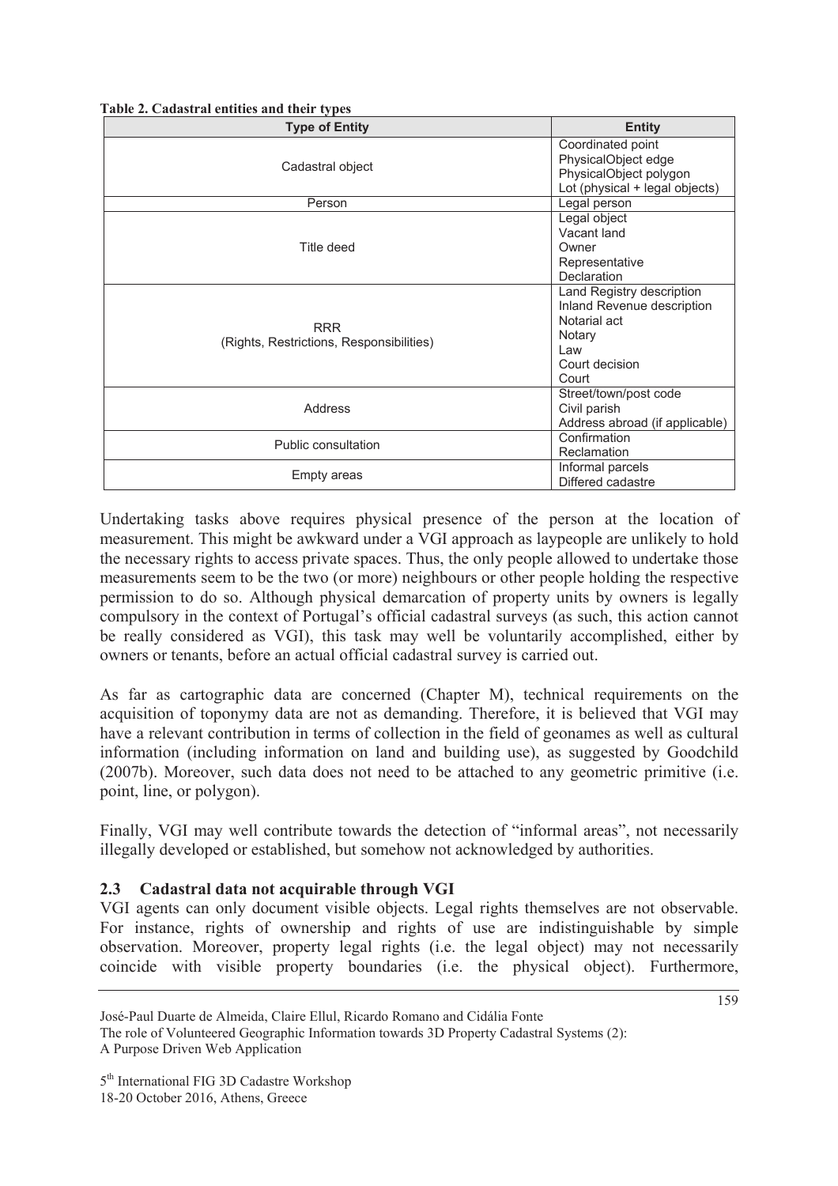**Table 2. Cadastral entities and their types**

| Type of Entity | Entity |
|---|---|
| Cadastral object | Coordinated point<br>PhysicalObject edge<br>PhysicalObject polygon<br>Lot (physical + legal objects) |
| Person | Legal person |
| Title deed | Legal object<br>Vacant land<br>Owner<br>Representative<br>Declaration |
| RRR<br>(Rights, Restrictions, Responsibilities) | Land Registry description<br>Inland Revenue description<br>Notarial act<br>Notary<br>Law<br>Court decision<br>Court |
| Address | Street/town/post code<br>Civil parish<br>Address abroad (if applicable) |
| Public consultation | Confirmation<br>Reclamation |
| Empty areas | Informal parcels<br>Differed cadastre |

Undertaking tasks above requires physical presence of the person at the location of measurement. This might be awkward under a VGI approach as laypeople are unlikely to hold the necessary rights to access private spaces. Thus, the only people allowed to undertake those measurements seem to be the two (or more) neighbours or other people holding the respective permission to do so. Although physical demarcation of property units by owners is legally compulsory in the context of Portugal's official cadastral surveys (as such, this action cannot be really considered as VGI), this task may well be voluntarily accomplished, either by owners or tenants, before an actual official cadastral survey is carried out.

As far as cartographic data are concerned (Chapter M), technical requirements on the acquisition of toponymy data are not as demanding. Therefore, it is believed that VGI may have a relevant contribution in terms of collection in the field of geonames as well as cultural information (including information on land and building use), as suggested by Goodchild (2007b). Moreover, such data does not need to be attached to any geometric primitive (i.e. point, line, or polygon).

Finally, VGI may well contribute towards the detection of "informal areas", not necessarily illegally developed or established, but somehow not acknowledged by authorities.

### 2.3 Cadastral data not acquirable through VGI

VGI agents can only document visible objects. Legal rights themselves are not observable. For instance, rights of ownership and rights of use are indistinguishable by simple observation. Moreover, property legal rights (i.e. the legal object) may not necessarily coincide with visible property boundaries (i.e. the physical object). Furthermore,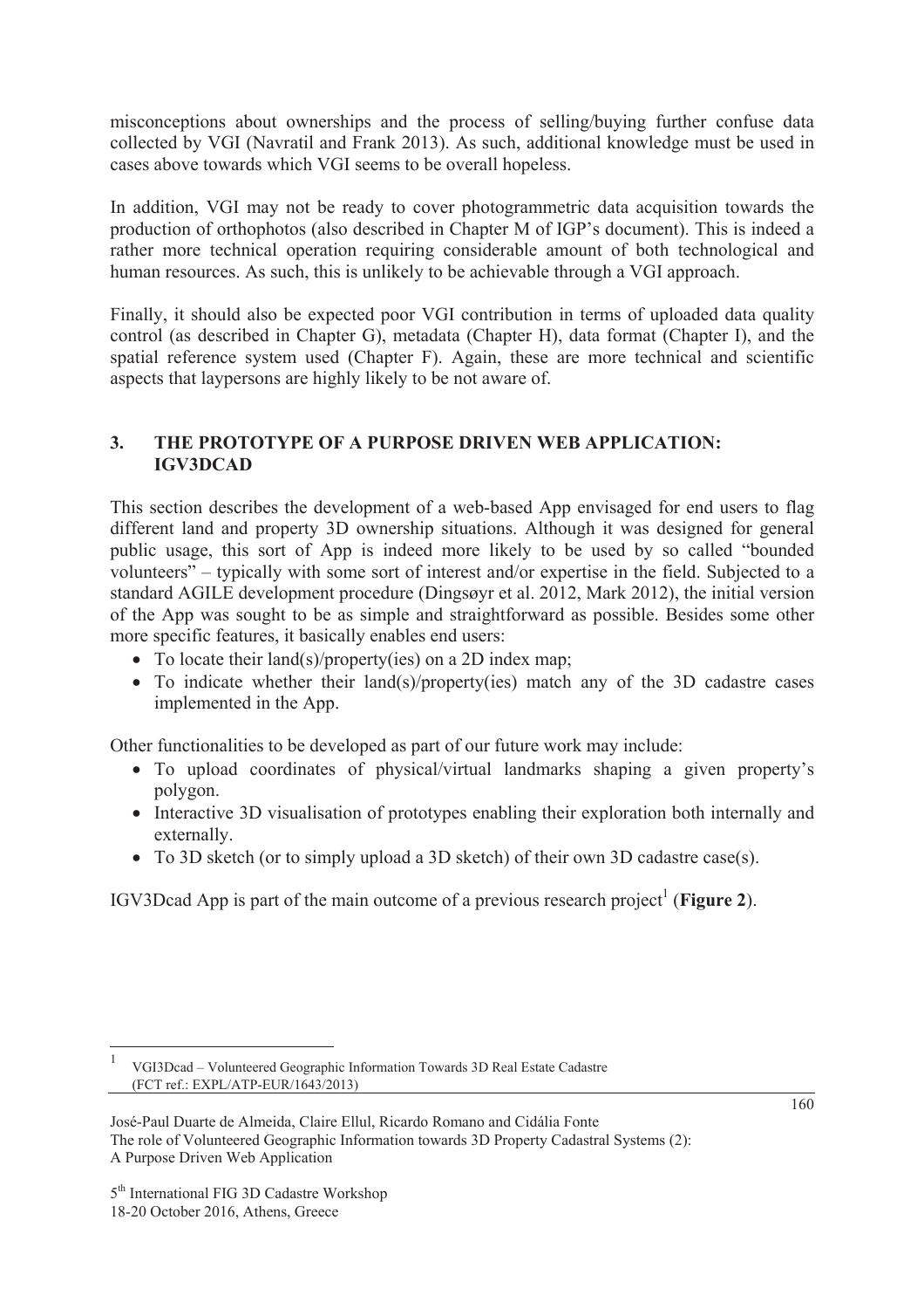misconceptions about ownerships and the process of selling/buying further confuse data collected by VGI (Navratil and Frank 2013). As such, additional knowledge must be used in cases above towards which VGI seems to be overall hopeless.

In addition, VGI may not be ready to cover photogrammetric data acquisition towards the production of orthophotos (also described in Chapter M of IGP's document). This is indeed a rather more technical operation requiring considerable amount of both technological and human resources. As such, this is unlikely to be achievable through a VGI approach.

Finally, it should also be expected poor VGI contribution in terms of uploaded data quality control (as described in Chapter G), metadata (Chapter H), data format (Chapter I), and the spatial reference system used (Chapter F). Again, these are more technical and scientific aspects that laypersons are highly likely to be not aware of.

## 3. THE PROTOTYPE OF A PURPOSE DRIVEN WEB APPLICATION: IGV3DCAD

This section describes the development of a web-based App envisaged for end users to flag different land and property 3D ownership situations. Although it was designed for general public usage, this sort of App is indeed more likely to be used by so called "bounded volunteers" – typically with some sort of interest and/or expertise in the field. Subjected to a standard AGILE development procedure (Dingsøyr et al. 2012, Mark 2012), the initial version of the App was sought to be as simple and straightforward as possible. Besides some other more specific features, it basically enables end users:

- To locate their land(s)/property(ies) on a 2D index map;
- To indicate whether their land(s)/property(ies) match any of the 3D cadastre cases implemented in the App.

Other functionalities to be developed as part of our future work may include:

- To upload coordinates of physical/virtual landmarks shaping a given property's polygon.
- Interactive 3D visualisation of prototypes enabling their exploration both internally and externally.
- To 3D sketch (or to simply upload a 3D sketch) of their own 3D cadastre case(s).

IGV3Dcad App is part of the main outcome of a previous research project[1] (**Figure 2**).

[1] VGI3Dcad – Volunteered Geographic Information Towards 3D Real Estate Cadastre (FCT ref.: EXPL/ATP-EUR/1643/2013)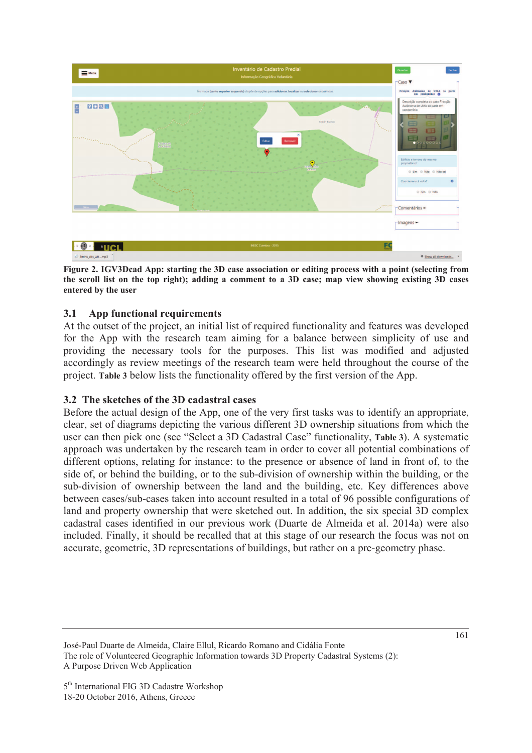**Figure 2. IGV3Dcad App: starting the 3D case association or editing process with a point (selecting from the scroll list on the top right); adding a comment to a 3D case; map view showing existing 3D cases entered by the user**

## 3.1 App functional requirements

At the outset of the project, an initial list of required functionality and features was developed for the App with the research team aiming for a balance between simplicity of use and providing the necessary tools for the purposes. This list was modified and adjusted accordingly as review meetings of the research team were held throughout the course of the project. **Table 3** below lists the functionality offered by the first version of the App.

## 3.2 The sketches of the 3D cadastral cases

Before the actual design of the App, one of the very first tasks was to identify an appropriate, clear, set of diagrams depicting the various different 3D ownership situations from which the user can then pick one (see "Select a 3D Cadastral Case" functionality, **Table 3**). A systematic approach was undertaken by the research team in order to cover all potential combinations of different options, relating for instance: to the presence or absence of land in front of, to the side of, or behind the building, or to the sub-division of ownership within the building, or the sub-division of ownership between the land and the building, etc. Key differences above between cases/sub-cases taken into account resulted in a total of 96 possible configurations of land and property ownership that were sketched out. In addition, the six special 3D complex cadastral cases identified in our previous work (Duarte de Almeida et al. 2014a) were also included. Finally, it should be recalled that at this stage of our research the focus was not on accurate, geometric, 3D representations of buildings, but rather on a pre-geometry phase.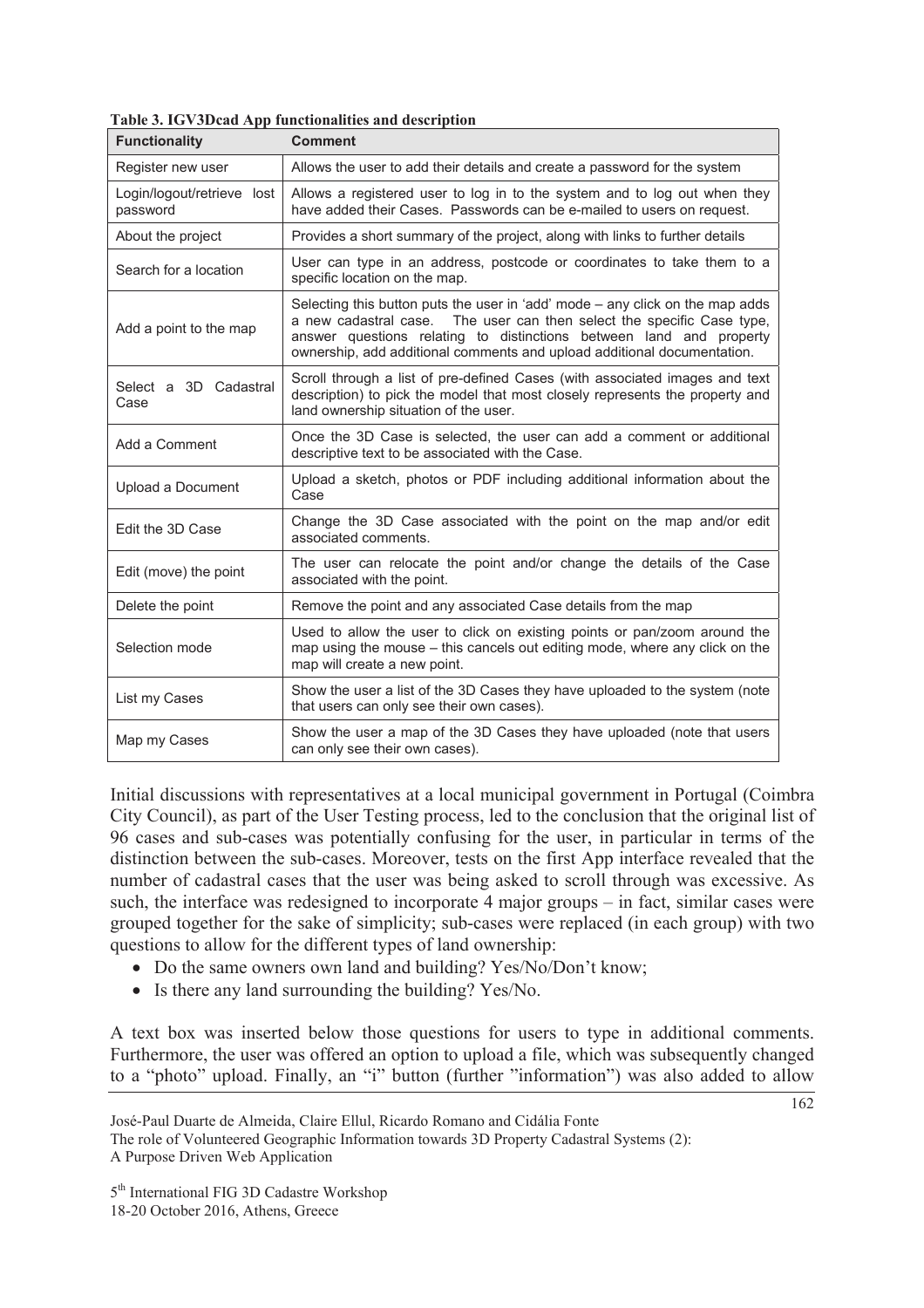**Table 3. IGV3Dcad App functionalities and description**

| Functionality | Comment |
|---|---|
| Register new user | Allows the user to add their details and create a password for the system |
| Login/logout/retrieve lost password | Allows a registered user to log in to the system and to log out when they have added their Cases. Passwords can be e-mailed to users on request. |
| About the project | Provides a short summary of the project, along with links to further details |
| Search for a location | User can type in an address, postcode or coordinates to take them to a specific location on the map. |
| Add a point to the map | Selecting this button puts the user in 'add' mode – any click on the map adds a new cadastral case. The user can then select the specific Case type, answer questions relating to distinctions between land and property ownership, add additional comments and upload additional documentation. |
| Select a 3D Cadastral Case | Scroll through a list of pre-defined Cases (with associated images and text description) to pick the model that most closely represents the property and land ownership situation of the user. |
| Add a Comment | Once the 3D Case is selected, the user can add a comment or additional descriptive text to be associated with the Case. |
| Upload a Document | Upload a sketch, photos or PDF including additional information about the Case |
| Edit the 3D Case | Change the 3D Case associated with the point on the map and/or edit associated comments. |
| Edit (move) the point | The user can relocate the point and/or change the details of the Case associated with the point. |
| Delete the point | Remove the point and any associated Case details from the map |
| Selection mode | Used to allow the user to click on existing points or pan/zoom around the map using the mouse – this cancels out editing mode, where any click on the map will create a new point. |
| List my Cases | Show the user a list of the 3D Cases they have uploaded to the system (note that users can only see their own cases). |
| Map my Cases | Show the user a map of the 3D Cases they have uploaded (note that users can only see their own cases). |

Initial discussions with representatives at a local municipal government in Portugal (Coimbra City Council), as part of the User Testing process, led to the conclusion that the original list of 96 cases and sub-cases was potentially confusing for the user, in particular in terms of the distinction between the sub-cases. Moreover, tests on the first App interface revealed that the number of cadastral cases that the user was being asked to scroll through was excessive. As such, the interface was redesigned to incorporate 4 major groups – in fact, similar cases were grouped together for the sake of simplicity; sub-cases were replaced (in each group) with two questions to allow for the different types of land ownership:

- Do the same owners own land and building? Yes/No/Don't know;
- Is there any land surrounding the building? Yes/No.

A text box was inserted below those questions for users to type in additional comments. Furthermore, the user was offered an option to upload a file, which was subsequently changed to a "photo" upload. Finally, an "i" button (further "information") was also added to allow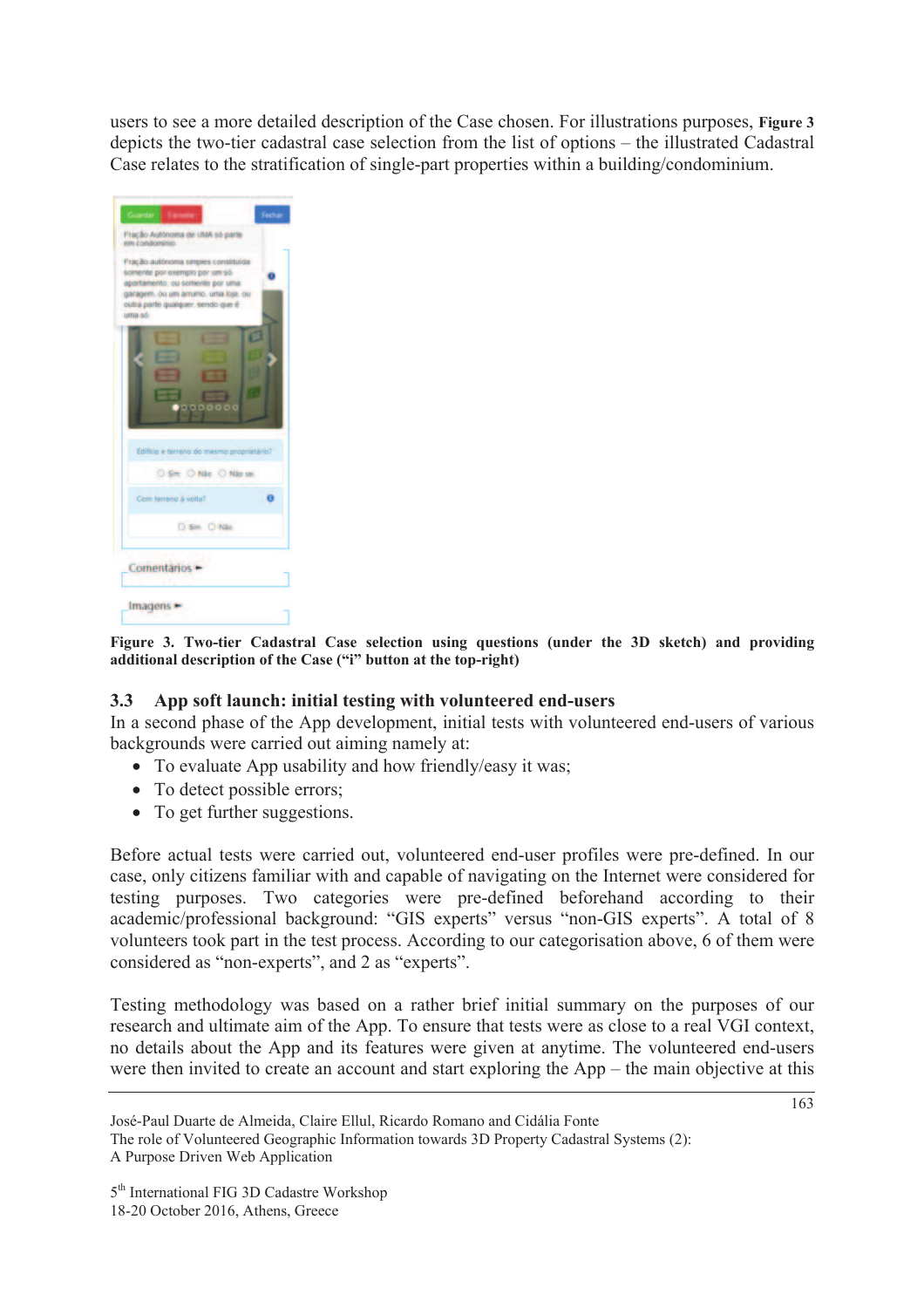users to see a more detailed description of the Case chosen. For illustrations purposes, **Figure 3** depicts the two-tier cadastral case selection from the list of options – the illustrated Cadastral Case relates to the stratification of single-part properties within a building/condominium.

**Figure 3. Two-tier Cadastral Case selection using questions (under the 3D sketch) and providing additional description of the Case ("i" button at the top-right)**

### 3.3 App soft launch: initial testing with volunteered end-users

In a second phase of the App development, initial tests with volunteered end-users of various backgrounds were carried out aiming namely at:

- To evaluate App usability and how friendly/easy it was;
- To detect possible errors;
- To get further suggestions.

Before actual tests were carried out, volunteered end-user profiles were pre-defined. In our case, only citizens familiar with and capable of navigating on the Internet were considered for testing purposes. Two categories were pre-defined beforehand according to their academic/professional background: "GIS experts" versus "non-GIS experts". A total of 8 volunteers took part in the test process. According to our categorisation above, 6 of them were considered as "non-experts", and 2 as "experts".

Testing methodology was based on a rather brief initial summary on the purposes of our research and ultimate aim of the App. To ensure that tests were as close to a real VGI context, no details about the App and its features were given at anytime. The volunteered end-users were then invited to create an account and start exploring the App – the main objective at this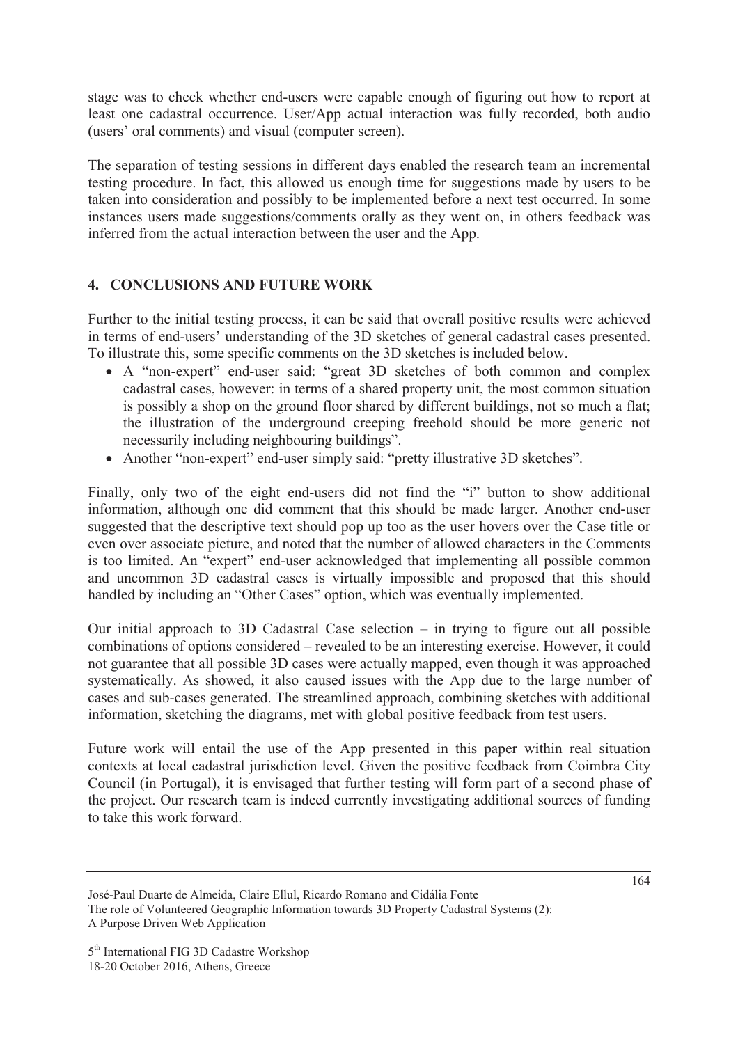stage was to check whether end-users were capable enough of figuring out how to report at least one cadastral occurrence. User/App actual interaction was fully recorded, both audio (users' oral comments) and visual (computer screen).

The separation of testing sessions in different days enabled the research team an incremental testing procedure. In fact, this allowed us enough time for suggestions made by users to be taken into consideration and possibly to be implemented before a next test occurred. In some instances users made suggestions/comments orally as they went on, in others feedback was inferred from the actual interaction between the user and the App.

## 4. CONCLUSIONS AND FUTURE WORK

Further to the initial testing process, it can be said that overall positive results were achieved in terms of end-users' understanding of the 3D sketches of general cadastral cases presented. To illustrate this, some specific comments on the 3D sketches is included below.

- A "non-expert" end-user said: "great 3D sketches of both common and complex cadastral cases, however: in terms of a shared property unit, the most common situation is possibly a shop on the ground floor shared by different buildings, not so much a flat; the illustration of the underground creeping freehold should be more generic not necessarily including neighbouring buildings".
- Another "non-expert" end-user simply said: "pretty illustrative 3D sketches".

Finally, only two of the eight end-users did not find the "i" button to show additional information, although one did comment that this should be made larger. Another end-user suggested that the descriptive text should pop up too as the user hovers over the Case title or even over associate picture, and noted that the number of allowed characters in the Comments is too limited. An "expert" end-user acknowledged that implementing all possible common and uncommon 3D cadastral cases is virtually impossible and proposed that this should handled by including an "Other Cases" option, which was eventually implemented.

Our initial approach to 3D Cadastral Case selection – in trying to figure out all possible combinations of options considered – revealed to be an interesting exercise. However, it could not guarantee that all possible 3D cases were actually mapped, even though it was approached systematically. As showed, it also caused issues with the App due to the large number of cases and sub-cases generated. The streamlined approach, combining sketches with additional information, sketching the diagrams, met with global positive feedback from test users.

Future work will entail the use of the App presented in this paper within real situation contexts at local cadastral jurisdiction level. Given the positive feedback from Coimbra City Council (in Portugal), it is envisaged that further testing will form part of a second phase of the project. Our research team is indeed currently investigating additional sources of funding to take this work forward.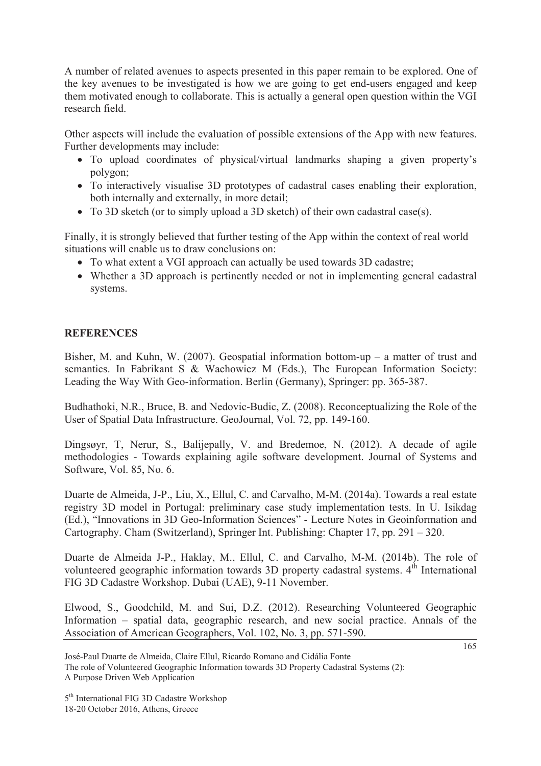A number of related avenues to aspects presented in this paper remain to be explored. One of the key avenues to be investigated is how we are going to get end-users engaged and keep them motivated enough to collaborate. This is actually a general open question within the VGI research field.

Other aspects will include the evaluation of possible extensions of the App with new features. Further developments may include:

- To upload coordinates of physical/virtual landmarks shaping a given property's polygon;
- To interactively visualise 3D prototypes of cadastral cases enabling their exploration, both internally and externally, in more detail;
- To 3D sketch (or to simply upload a 3D sketch) of their own cadastral case(s).

Finally, it is strongly believed that further testing of the App within the context of real world situations will enable us to draw conclusions on:

- To what extent a VGI approach can actually be used towards 3D cadastre;
- Whether a 3D approach is pertinently needed or not in implementing general cadastral systems.

## REFERENCES

Bisher, M. and Kuhn, W. (2007). Geospatial information bottom-up – a matter of trust and semantics. In Fabrikant S & Wachowicz M (Eds.), The European Information Society: Leading the Way With Geo-information. Berlin (Germany), Springer: pp. 365-387.

Budhathoki, N.R., Bruce, B. and Nedovic-Budic, Z. (2008). Reconceptualizing the Role of the User of Spatial Data Infrastructure. GeoJournal, Vol. 72, pp. 149-160.

Dingsøyr, T, Nerur, S., Balijepally, V. and Bredemoe, N. (2012). A decade of agile methodologies - Towards explaining agile software development. Journal of Systems and Software, Vol. 85, No. 6.

Duarte de Almeida, J-P., Liu, X., Ellul, C. and Carvalho, M-M. (2014a). Towards a real estate registry 3D model in Portugal: preliminary case study implementation tests. In U. Isikdag (Ed.), "Innovations in 3D Geo-Information Sciences" - Lecture Notes in Geoinformation and Cartography. Cham (Switzerland), Springer Int. Publishing: Chapter 17, pp. 291 – 320.

Duarte de Almeida J-P., Haklay, M., Ellul, C. and Carvalho, M-M. (2014b). The role of volunteered geographic information towards 3D property cadastral systems. 4th International FIG 3D Cadastre Workshop. Dubai (UAE), 9-11 November.

Elwood, S., Goodchild, M. and Sui, D.Z. (2012). Researching Volunteered Geographic Information – spatial data, geographic research, and new social practice. Annals of the Association of American Geographers, Vol. 102, No. 3, pp. 571-590.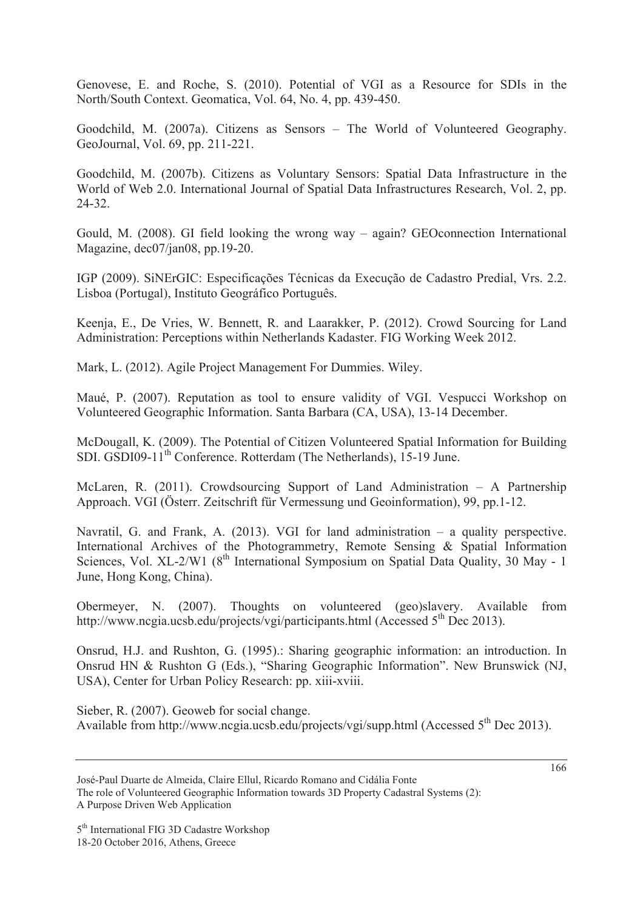Genovese, E. and Roche, S. (2010). Potential of VGI as a Resource for SDIs in the North/South Context. Geomatica, Vol. 64, No. 4, pp. 439-450.

Goodchild, M. (2007a). Citizens as Sensors – The World of Volunteered Geography. GeoJournal, Vol. 69, pp. 211-221.

Goodchild, M. (2007b). Citizens as Voluntary Sensors: Spatial Data Infrastructure in the World of Web 2.0. International Journal of Spatial Data Infrastructures Research, Vol. 2, pp. 24-32.

Gould, M. (2008). GI field looking the wrong way – again? GEOconnection International Magazine, dec07/jan08, pp.19-20.

IGP (2009). SiNErGIC: Especificações Técnicas da Execução de Cadastro Predial, Vrs. 2.2. Lisboa (Portugal), Instituto Geográfico Português.

Keenja, E., De Vries, W. Bennett, R. and Laarakker, P. (2012). Crowd Sourcing for Land Administration: Perceptions within Netherlands Kadaster. FIG Working Week 2012.

Mark, L. (2012). Agile Project Management For Dummies. Wiley.

Maué, P. (2007). Reputation as tool to ensure validity of VGI. Vespucci Workshop on Volunteered Geographic Information. Santa Barbara (CA, USA), 13-14 December.

McDougall, K. (2009). The Potential of Citizen Volunteered Spatial Information for Building SDI. GSDI09-11th Conference. Rotterdam (The Netherlands), 15-19 June.

McLaren, R. (2011). Crowdsourcing Support of Land Administration – A Partnership Approach. VGI (Österr. Zeitschrift für Vermessung und Geoinformation), 99, pp.1-12.

Navratil, G. and Frank, A. (2013). VGI for land administration – a quality perspective. International Archives of the Photogrammetry, Remote Sensing & Spatial Information Sciences, Vol. XL-2/W1 (8th International Symposium on Spatial Data Quality, 30 May - 1 June, Hong Kong, China).

Obermeyer, N. (2007). Thoughts on volunteered (geo)slavery. Available from http://www.ncgia.ucsb.edu/projects/vgi/participants.html (Accessed 5th Dec 2013).

Onsrud, H.J. and Rushton, G. (1995).: Sharing geographic information: an introduction. In Onsrud HN & Rushton G (Eds.), "Sharing Geographic Information". New Brunswick (NJ, USA), Center for Urban Policy Research: pp. xiii-xviii.

Sieber, R. (2007). Geoweb for social change.
Available from http://www.ncgia.ucsb.edu/projects/vgi/supp.html (Accessed 5th Dec 2013).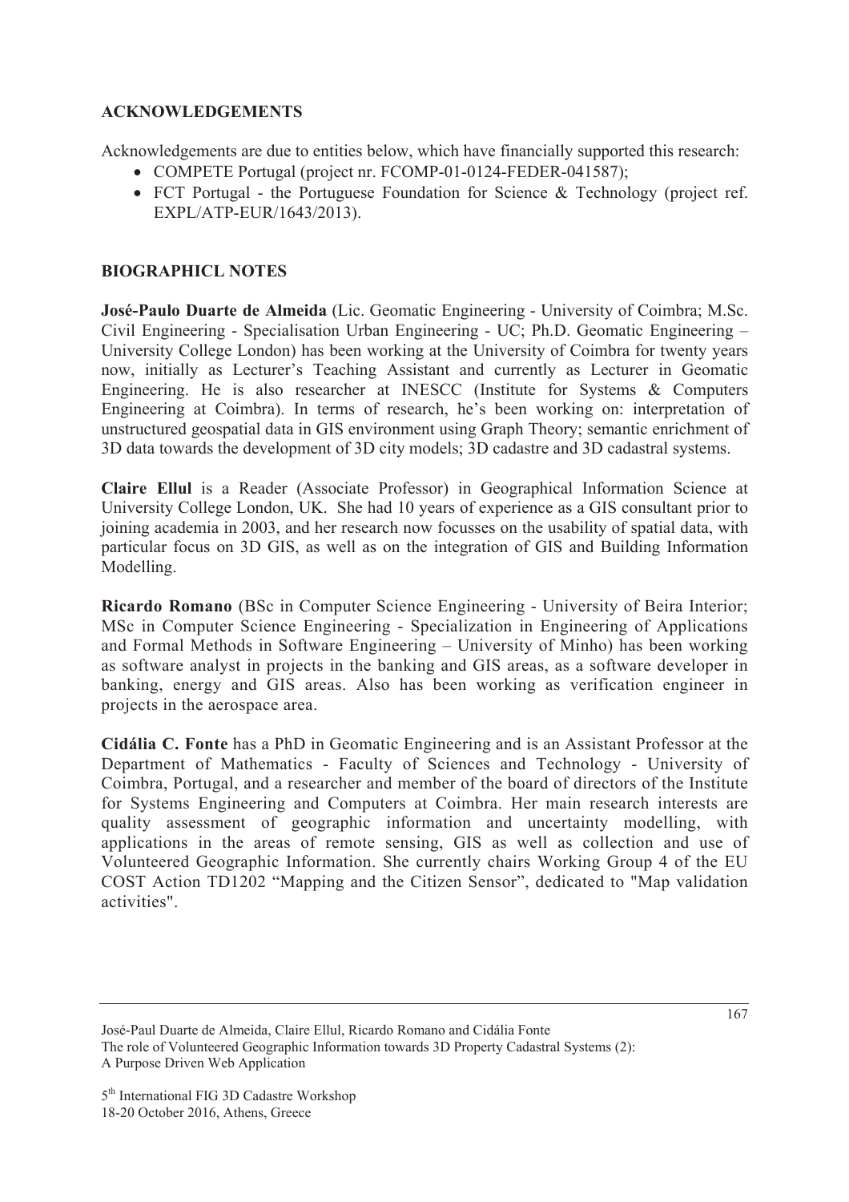## ACKNOWLEDGEMENTS

Acknowledgements are due to entities below, which have financially supported this research:

- COMPETE Portugal (project nr. FCOMP-01-0124-FEDER-041587);
- FCT Portugal - the Portuguese Foundation for Science & Technology (project ref. EXPL/ATP-EUR/1643/2013).

## BIOGRAPHICL NOTES

**José-Paulo Duarte de Almeida** (Lic. Geomatic Engineering - University of Coimbra; M.Sc. Civil Engineering - Specialisation Urban Engineering - UC; Ph.D. Geomatic Engineering – University College London) has been working at the University of Coimbra for twenty years now, initially as Lecturer's Teaching Assistant and currently as Lecturer in Geomatic Engineering. He is also researcher at INESCC (Institute for Systems & Computers Engineering at Coimbra). In terms of research, he's been working on: interpretation of unstructured geospatial data in GIS environment using Graph Theory; semantic enrichment of 3D data towards the development of 3D city models; 3D cadastre and 3D cadastral systems.

**Claire Ellul** is a Reader (Associate Professor) in Geographical Information Science at University College London, UK. She had 10 years of experience as a GIS consultant prior to joining academia in 2003, and her research now focusses on the usability of spatial data, with particular focus on 3D GIS, as well as on the integration of GIS and Building Information Modelling.

**Ricardo Romano** (BSc in Computer Science Engineering - University of Beira Interior; MSc in Computer Science Engineering - Specialization in Engineering of Applications and Formal Methods in Software Engineering – University of Minho) has been working as software analyst in projects in the banking and GIS areas, as a software developer in banking, energy and GIS areas. Also has been working as verification engineer in projects in the aerospace area.

**Cidália C. Fonte** has a PhD in Geomatic Engineering and is an Assistant Professor at the Department of Mathematics - Faculty of Sciences and Technology - University of Coimbra, Portugal, and a researcher and member of the board of directors of the Institute for Systems Engineering and Computers at Coimbra. Her main research interests are quality assessment of geographic information and uncertainty modelling, with applications in the areas of remote sensing, GIS as well as collection and use of Volunteered Geographic Information. She currently chairs Working Group 4 of the EU COST Action TD1202 "Mapping and the Citizen Sensor", dedicated to "Map validation activities".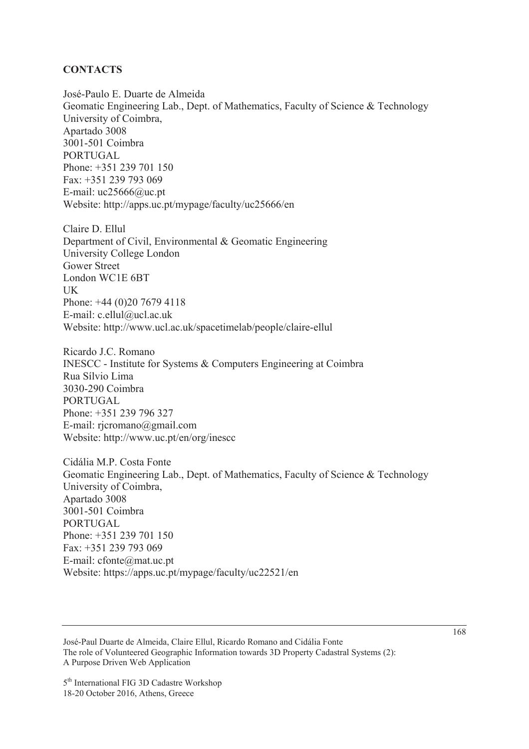## CONTACTS

José-Paulo E. Duarte de Almeida
Geomatic Engineering Lab., Dept. of Mathematics, Faculty of Science & Technology
University of Coimbra,
Apartado 3008
3001-501 Coimbra
PORTUGAL
Phone: +351 239 701 150
Fax: +351 239 793 069
E-mail: uc25666@uc.pt
Website: http://apps.uc.pt/mypage/faculty/uc25666/en

Claire D. Ellul
Department of Civil, Environmental & Geomatic Engineering
University College London
Gower Street
London WC1E 6BT
UK
Phone: +44 (0)20 7679 4118
E-mail: c.ellul@ucl.ac.uk
Website: http://www.ucl.ac.uk/spacetimelab/people/claire-ellul

Ricardo J.C. Romano
INESCC - Institute for Systems & Computers Engineering at Coimbra
Rua Sílvio Lima
3030-290 Coimbra
PORTUGAL
Phone: +351 239 796 327
E-mail: rjcromano@gmail.com
Website: http://www.uc.pt/en/org/inescc

Cidália M.P. Costa Fonte
Geomatic Engineering Lab., Dept. of Mathematics, Faculty of Science & Technology
University of Coimbra,
Apartado 3008
3001-501 Coimbra
PORTUGAL
Phone: +351 239 701 150
Fax: +351 239 793 069
E-mail: cfonte@mat.uc.pt
Website: https://apps.uc.pt/mypage/faculty/uc22521/en